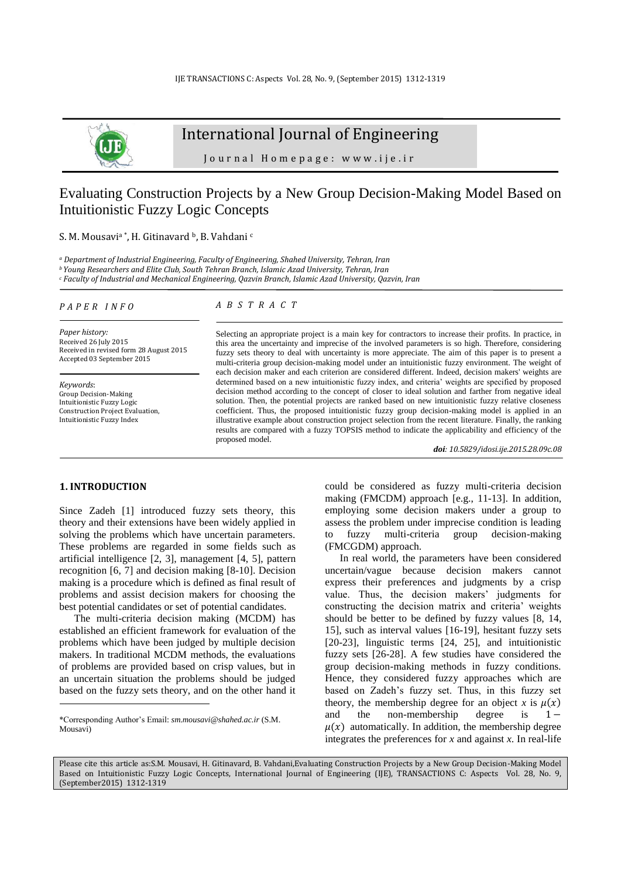# International Journal of Engineering

Journal Homepage: www.ije.ir

## Evaluating Construction Projects by a New Group Decision-Making Model Based on Intuitionistic Fuzzy Logic Concepts

S. M. Mousavi[a *], H. Gitinavard [b], B. Vahdani [c]

[a] *Department of Industrial Engineering, Faculty of Engineering, Shahed University, Tehran, Iran*
[b] *Young Researchers and Elite Club, South Tehran Branch, Islamic Azad University, Tehran, Iran*
[c] *Faculty of Industrial and Mechanical Engineering, Qazvin Branch, Islamic Azad University, Qazvin, Iran*

*PAPER INFO*

*Paper history:*
Received 26 July 2015
Received in revised form 28 August 2015
Accepted 03 September 2015

*Keywords*:
Group Decision-Making
Intuitionistic Fuzzy Logic
Construction Project Evaluation,
Intuitionistic Fuzzy Index

*ABSTRACT*

Selecting an appropriate project is a main key for contractors to increase their profits. In practice, in this area the uncertainty and imprecise of the involved parameters is so high. Therefore, considering fuzzy sets theory to deal with uncertainty is more appreciate. The aim of this paper is to present a multi-criteria group decision-making model under an intuitionistic fuzzy environment. The weight of each decision maker and each criterion are considered different. Indeed, decision makers' weights are determined based on a new intuitionistic fuzzy index, and criteria' weights are specified by proposed decision method according to the concept of closer to ideal solution and farther from negative ideal solution. Then, the potential projects are ranked based on new intuitionistic fuzzy relative closeness coefficient. Thus, the proposed intuitionistic fuzzy group decision-making model is applied in an illustrative example about construction project selection from the recent literature. Finally, the ranking results are compared with a fuzzy TOPSIS method to indicate the applicability and efficiency of the proposed model.

***doi**: 10.5829/idosi.ije.2015.28.09c.08*

## 1. INTRODUCTION

Since Zadeh [1] introduced fuzzy sets theory, this theory and their extensions have been widely applied in solving the problems which have uncertain parameters. These problems are regarded in some fields such as artificial intelligence [2, 3], management [4, 5], pattern recognition [6, 7] and decision making [8-10]. Decision making is a procedure which is defined as final result of problems and assist decision makers for choosing the best potential candidates or set of potential candidates.

The multi-criteria decision making (MCDM) has established an efficient framework for evaluation of the problems which have been judged by multiple decision makers. In traditional MCDM methods, the evaluations of problems are provided based on crisp values, but in an uncertain situation the problems should be judged based on the fuzzy sets theory, and on the other hand it could be considered as fuzzy multi-criteria decision making (FMCDM) approach [e.g., 11-13]. In addition, employing some decision makers under a group to assess the problem under imprecise condition is leading to fuzzy multi-criteria group decision-making (FMCGDM) approach.

In real world, the parameters have been considered uncertain/vague because decision makers cannot express their preferences and judgments by a crisp value. Thus, the decision makers' judgments for constructing the decision matrix and criteria' weights should be better to be defined by fuzzy values [8, 14, 15], such as interval values [16-19], hesitant fuzzy sets [20-23], linguistic terms [24, 25], and intuitionistic fuzzy sets [26-28]. A few studies have considered the group decision-making methods in fuzzy conditions. Hence, they considered fuzzy approaches which are based on Zadeh's fuzzy set. Thus, in this fuzzy set theory, the membership degree for an object $x$ is $\mu(x)$ and the non-membership degree is $1-\mu(x)$ automatically. In addition, the membership degree integrates the preferences for $x$ and against $x$. In real-life

\*Corresponding Author's Email: *sm.mousavi@shahed.ac.ir* (S.M. Mousavi)

Please cite this article as: S.M. Mousavi, H. Gitinavard, B. Vahdani, Evaluating Construction Projects by a New Group Decision-Making Model Based on Intuitionistic Fuzzy Logic Concepts, International Journal of Engineering (IJE), TRANSACTIONS C: Aspects Vol. 28, No. 9, (September2015) 1312-1319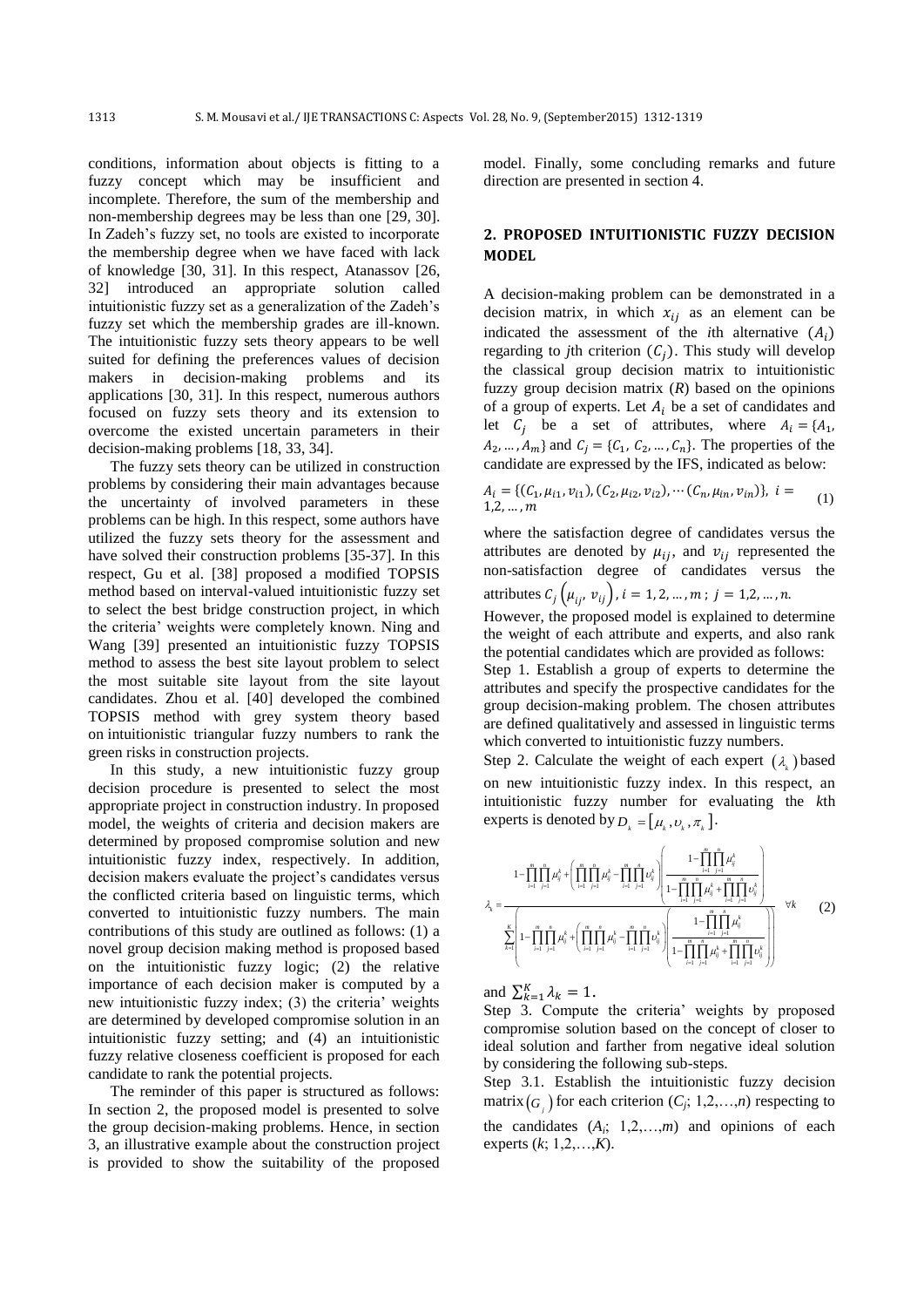conditions, information about objects is fitting to a fuzzy concept which may be insufficient and incomplete. Therefore, the sum of the membership and non-membership degrees may be less than one [29, 30]. In Zadeh's fuzzy set, no tools are existed to incorporate the membership degree when we have faced with lack of knowledge [30, 31]. In this respect, Atanassov [26, 32] introduced an appropriate solution called intuitionistic fuzzy set as a generalization of the Zadeh's fuzzy set which the membership grades are ill-known. The intuitionistic fuzzy sets theory appears to be well suited for defining the preferences values of decision makers in decision-making problems and its applications [30, 31]. In this respect, numerous authors focused on fuzzy sets theory and its extension to overcome the existed uncertain parameters in their decision-making problems [18, 33, 34].

The fuzzy sets theory can be utilized in construction problems by considering their main advantages because the uncertainty of involved parameters in these problems can be high. In this respect, some authors have utilized the fuzzy sets theory for the assessment and have solved their construction problems [35-37]. In this respect, Gu et al. [38] proposed a modified TOPSIS method based on interval-valued intuitionistic fuzzy set to select the best bridge construction project, in which the criteria' weights were completely known. Ning and Wang [39] presented an intuitionistic fuzzy TOPSIS method to assess the best site layout problem to select the most suitable site layout from the site layout candidates. Zhou et al. [40] developed the combined TOPSIS method with grey system theory based on intuitionistic triangular fuzzy numbers to rank the green risks in construction projects.

In this study, a new intuitionistic fuzzy group decision procedure is presented to select the most appropriate project in construction industry. In proposed model, the weights of criteria and decision makers are determined by proposed compromise solution and new intuitionistic fuzzy index, respectively. In addition, decision makers evaluate the project's candidates versus the conflicted criteria based on linguistic terms, which converted to intuitionistic fuzzy numbers. The main contributions of this study are outlined as follows: (1) a novel group decision making method is proposed based on the intuitionistic fuzzy logic; (2) the relative importance of each decision maker is computed by a new intuitionistic fuzzy index; (3) the criteria' weights are determined by developed compromise solution in an intuitionistic fuzzy setting; and (4) an intuitionistic fuzzy relative closeness coefficient is proposed for each candidate to rank the potential projects.

The reminder of this paper is structured as follows: In section 2, the proposed model is presented to solve the group decision-making problems. Hence, in section 3, an illustrative example about the construction project is provided to show the suitability of the proposed model. Finally, some concluding remarks and future direction are presented in section 4.

## 2. PROPOSED INTUITIONISTIC FUZZY DECISION MODEL

A decision-making problem can be demonstrated in a decision matrix, in which $x_{ij}$ as an element can be indicated the assessment of the $i$th alternative ($A_i$) regarding to $j$th criterion ($C_j$). This study will develop the classical group decision matrix to intuitionistic fuzzy group decision matrix ($R$) based on the opinions of a group of experts. Let $A_i$ be a set of candidates and let $C_j$ be a set of attributes, where $A_i = \{A_1, A_2, \ldots, A_m\}$ and $C_j = \{C_1, C_2, \ldots, C_n\}$. The properties of the candidate are expressed by the IFS, indicated as below:

$$A_i = \{(C_1, \mu_{i1}, v_{i1}), (C_2, \mu_{i2}, v_{i2}), \cdots (C_n, \mu_{in}, v_{in})\},\ i = 1,2,\ldots,m \quad (1)$$

where the satisfaction degree of candidates versus the attributes are denoted by $\mu_{ij}$, and $v_{ij}$ represented the non-satisfaction degree of candidates versus the attributes $C_j\left(\mu_{ij}, v_{ij}\right)$, $i = 1, 2, \ldots, m$ ; $j = 1,2,\ldots,n$.

However, the proposed model is explained to determine the weight of each attribute and experts, and also rank the potential candidates which are provided as follows:

Step 1. Establish a group of experts to determine the attributes and specify the prospective candidates for the group decision-making problem. The chosen attributes are defined qualitatively and assessed in linguistic terms which converted to intuitionistic fuzzy numbers.

Step 2. Calculate the weight of each expert $(\lambda_k)$ based on new intuitionistic fuzzy index. In this respect, an intuitionistic fuzzy number for evaluating the $k$th experts is denoted by $D_k = [\mu_k, \upsilon_k, \pi_k]$.

$$\lambda_k = \frac{1-\prod_{i=1}^{m}\prod_{j=1}^{n}\mu_{ij}^k + \left(\prod_{i=1}^{m}\prod_{j=1}^{n}\mu_{ij}^k - \prod_{i=1}^{m}\prod_{j=1}^{n}\upsilon_{ij}^k\right)\left(\dfrac{1-\prod_{i=1}^{m}\prod_{j=1}^{n}\mu_{ij}^k}{1-\prod_{i=1}^{m}\prod_{j=1}^{n}\mu_{ij}^k + \prod_{i=1}^{m}\prod_{j=1}^{n}\upsilon_{ij}^k}\right)}{\sum_{k=1}^{K}\left(1-\prod_{i=1}^{m}\prod_{j=1}^{n}\mu_{ij}^k + \left(\prod_{i=1}^{m}\prod_{j=1}^{n}\mu_{ij}^k - \prod_{i=1}^{m}\prod_{j=1}^{n}\upsilon_{ij}^k\right)\left(\dfrac{1-\prod_{i=1}^{m}\prod_{j=1}^{n}\mu_{ij}^k}{1-\prod_{i=1}^{m}\prod_{j=1}^{n}\mu_{ij}^k + \prod_{i=1}^{m}\prod_{j=1}^{n}\upsilon_{ij}^k}\right)\right)} \quad \forall k \quad (2)$$

and $\sum_{k=1}^{K}\lambda_k = 1$.

Step 3. Compute the criteria' weights by proposed compromise solution based on the concept of closer to ideal solution and farther from negative ideal solution by considering the following sub-steps.

Step 3.1. Establish the intuitionistic fuzzy decision matrix $(G_j)$ for each criterion ($C_j$; 1,2,…,$n$) respecting to the candidates ($A_i$; 1,2,…,$m$) and opinions of each experts ($k$; 1,2,…,$K$).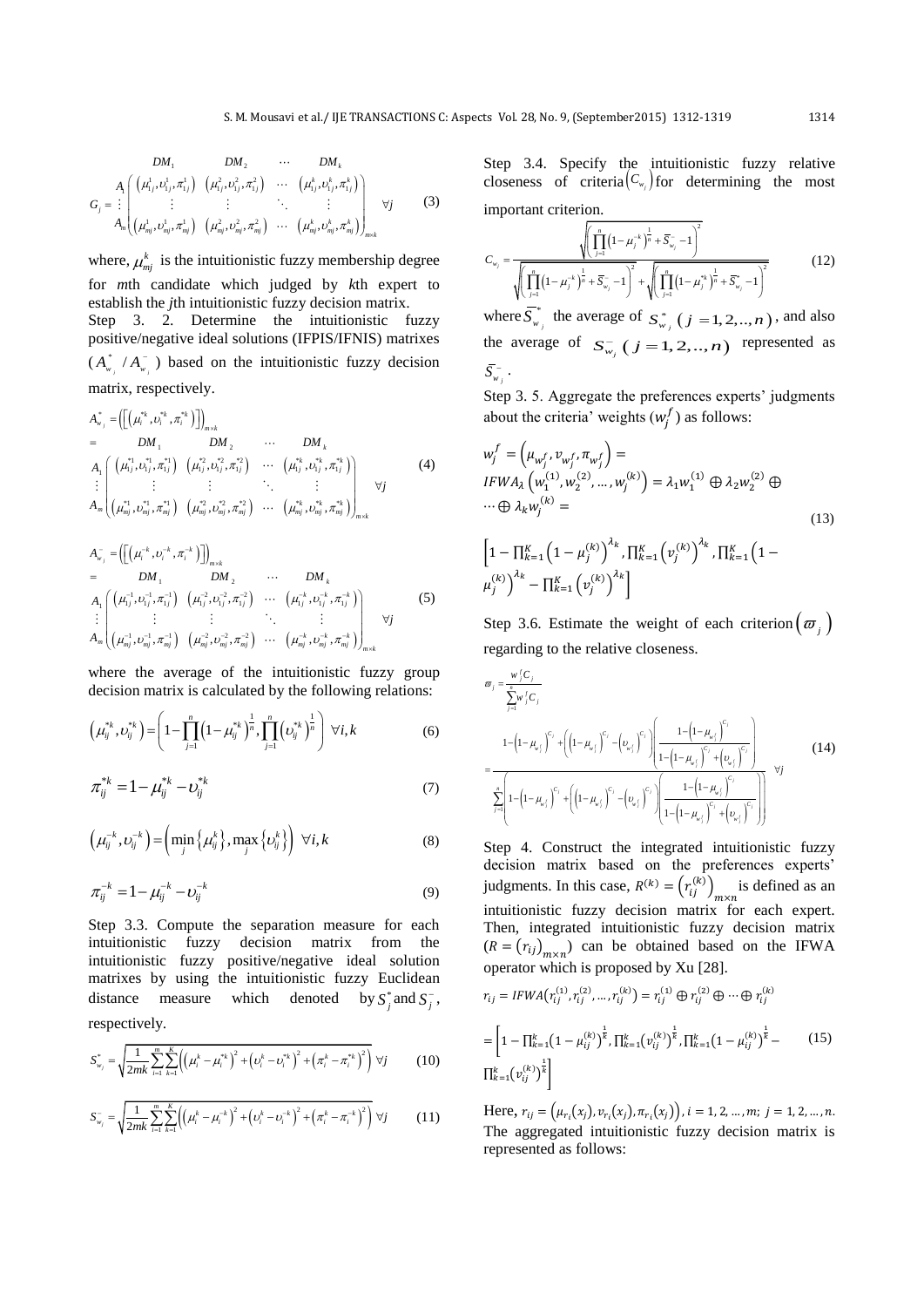$$G_j = \begin{array}{c} \\ A_1 \\ \vdots \\ A_m \end{array} \begin{array}{c} \begin{array}{cccc} DM_1 & DM_2 & \cdots & DM_k \end{array} \\ \left( \begin{array}{cccc} (\mu_{1j}^1, \upsilon_{1j}^1, \pi_{1j}^1) & (\mu_{1j}^2, \upsilon_{1j}^2, \pi_{1j}^2) & \cdots & (\mu_{1j}^k, \upsilon_{1j}^k, \pi_{1j}^k) \\ \vdots & \vdots & \ddots & \vdots \\ (\mu_{mj}^1, \upsilon_{mj}^1, \pi_{mj}^1) & (\mu_{mj}^2, \upsilon_{mj}^2, \pi_{mj}^2) & \cdots & (\mu_{mj}^k, \upsilon_{mj}^k, \pi_{mj}^k) \end{array} \right)_{m \times k} \end{array} \quad \forall j \tag{3}$$

where, $\mu_{mj}^k$ is the intuitionistic fuzzy membership degree for *m*th candidate which judged by *k*th expert to establish the *j*th intuitionistic fuzzy decision matrix.

Step 3. 2. Determine the intuitionistic fuzzy positive/negative ideal solutions (IFPIS/IFNIS) matrixes ($A_{w_j}^* / A_{w_j}^-$) based on the intuitionistic fuzzy decision matrix, respectively.

$$A_{w_j}^* = \left( \left[ \left( \mu_i^{*k}, \upsilon_i^{*k}, \pi_i^{*k} \right) \right] \right)_{m \times k} = \begin{array}{c} \\ A_1 \\ \vdots \\ A_m \end{array} \begin{array}{c} \begin{array}{cccc} DM_1 & DM_2 & \cdots & DM_k \end{array} \\ \left( \begin{array}{cccc} (\mu_{1j}^{*1}, \upsilon_{1j}^{*1}, \pi_{1j}^{*1}) & (\mu_{1j}^{*2}, \upsilon_{1j}^{*2}, \pi_{1j}^{*2}) & \cdots & (\mu_{1j}^{*k}, \upsilon_{1j}^{*k}, \pi_{1j}^{*k}) \\ \vdots & \vdots & \ddots & \vdots \\ (\mu_{mj}^{*1}, \upsilon_{mj}^{*1}, \pi_{mj}^{*1}) & (\mu_{mj}^{*2}, \upsilon_{mj}^{*2}, \pi_{mj}^{*2}) & \cdots & (\mu_{mj}^{*k}, \upsilon_{mj}^{*k}, \pi_{mj}^{*k}) \end{array} \right)_{m \times k} \end{array} \quad \forall j \tag{4}$$

$$A_{w_j}^- = \left( \left[ \left( \mu_i^{-k}, \upsilon_i^{-k}, \pi_i^{-k} \right) \right] \right)_{m \times k} = \begin{array}{c} \\ A_1 \\ \vdots \\ A_m \end{array} \begin{array}{c} \begin{array}{cccc} DM_1 & DM_2 & \cdots & DM_k \end{array} \\ \left( \begin{array}{cccc} (\mu_{1j}^{-1}, \upsilon_{1j}^{-1}, \pi_{1j}^{-1}) & (\mu_{1j}^{-2}, \upsilon_{1j}^{-2}, \pi_{1j}^{-2}) & \cdots & (\mu_{1j}^{-k}, \upsilon_{1j}^{-k}, \pi_{1j}^{-k}) \\ \vdots & \vdots & \ddots & \vdots \\ (\mu_{mj}^{-1}, \upsilon_{mj}^{-1}, \pi_{mj}^{-1}) & (\mu_{mj}^{-2}, \upsilon_{mj}^{-2}, \pi_{mj}^{-2}) & \cdots & (\mu_{mj}^{-k}, \upsilon_{mj}^{-k}, \pi_{mj}^{-k}) \end{array} \right)_{m \times k} \end{array} \quad \forall j \tag{5}$$

where the average of the intuitionistic fuzzy group decision matrix is calculated by the following relations:

$$\left( \mu_{ij}^{*k}, \upsilon_{ij}^{*k} \right) = \left( 1 - \prod_{j=1}^{n} \left( 1 - \mu_{ij}^{*k} \right)^{\frac{1}{n}}, \prod_{j=1}^{n} \left( \upsilon_{ij}^{*k} \right)^{\frac{1}{n}} \right) \ \forall i, k \tag{6}$$

$$\pi_{ij}^{*k} = 1 - \mu_{ij}^{*k} - \upsilon_{ij}^{*k} \tag{7}$$

$$\left( \mu_{ij}^{-k}, \upsilon_{ij}^{-k} \right) = \left( \min_j \left\{ \mu_{ij}^k \right\}, \max_j \left\{ \upsilon_{ij}^k \right\} \right) \ \forall i, k \tag{8}$$

$$\pi_{ij}^{-k} = 1 - \mu_{ij}^{-k} - \upsilon_{ij}^{-k} \tag{9}$$

Step 3.3. Compute the separation measure for each intuitionistic fuzzy decision matrix from the intuitionistic fuzzy positive/negative ideal solution matrixes by using the intuitionistic fuzzy Euclidean distance measure which denoted by $S_j^*$ and $S_j^-$, respectively.

$$S_{w_j}^* = \sqrt{\frac{1}{2mk} \sum_{i=1}^{m} \sum_{k=1}^{K} \left( \left( \mu_i^k - \mu_i^{*k} \right)^2 + \left( \upsilon_i^k - \upsilon_i^{*k} \right)^2 + \left( \pi_i^k - \pi_i^{*k} \right)^2 \right)} \ \forall j \tag{10}$$

$$S_{w_j}^- = \sqrt{\frac{1}{2mk} \sum_{i=1}^{m} \sum_{k=1}^{K} \left( \left( \mu_i^k - \mu_i^{-k} \right)^2 + \left( \upsilon_i^k - \upsilon_i^{-k} \right)^2 + \left( \pi_i^k - \pi_i^{-k} \right)^2 \right)} \ \forall j \tag{11}$$

Step 3.4. Specify the intuitionistic fuzzy relative closeness of criteria $(C_{w_j})$ for determining the most important criterion.

$$C_{w_j} = \frac{\sqrt{\left( \prod_{j=1}^{n} \left( 1 - \mu_j^{-k} \right)^{\frac{1}{n}} + \bar{S}_{w_j}^- - 1 \right)^2}}{\sqrt{\left( \prod_{j=1}^{n} \left( 1 - \mu_j^{-k} \right)^{\frac{1}{n}} + \bar{S}_{w_j}^- - 1 \right)^2} + \sqrt{\left( \prod_{j=1}^{n} \left( 1 - \mu_j^{*k} \right)^{\frac{1}{n}} + \bar{S}_{w_j}^* - 1 \right)^2}} \tag{12}$$

where $\bar{S}_{w_j}^*$ the average of $S_{w_j}^*$ $(j = 1, 2, .., n)$, and also the average of $S_{w_j}^-$ $(j = 1, 2, .., n)$ represented as $\bar{S}_{w_j}^-$.

Step 3. 5. Aggregate the preferences experts' judgments about the criteria' weights ($w_j^f$) as follows:

$$w_j^f = \left( \mu_{w_j^f}, \upsilon_{w_j^f}, \pi_{w_j^f} \right) = IFWA_\lambda \left( w_1^{(1)}, w_2^{(2)}, \ldots, w_j^{(k)} \right) = \lambda_1 w_1^{(1)} \oplus \lambda_2 w_2^{(2)} \oplus \cdots \oplus \lambda_k w_j^{(k)} = \left[ 1 - \prod_{k=1}^{K} \left( 1 - \mu_j^{(k)} \right)^{\lambda_k}, \prod_{k=1}^{K} \left( \upsilon_j^{(k)} \right)^{\lambda_k}, \prod_{k=1}^{K} \left( 1 - \mu_j^{(k)} \right)^{\lambda_k} - \prod_{k=1}^{K} \left( \upsilon_j^{(k)} \right)^{\lambda_k} \right] \tag{13}$$

Step 3.6. Estimate the weight of each criterion $(\varpi_j)$ regarding to the relative closeness.

$$\varpi_j = \frac{w_j^f C_j}{\sum_{j=1}^{n} w_j^f C_j} = \frac{1 - \left( 1 - \mu_{w_j^f} \right)^{C_j} + \left( \left( 1 - \mu_{w_j^f} \right)^{C_j} - \left( \upsilon_{w_j^f} \right)^{C_j} \right) \left( \frac{1 - \left( 1 - \mu_{w_j^f} \right)^{C_j}}{1 - \left( 1 - \mu_{w_j^f} \right)^{C_j} + \left( \upsilon_{w_j^f} \right)^{C_j}} \right)}{\sum_{j=1}^{n} \left( 1 - \left( 1 - \mu_{w_j^f} \right)^{C_j} + \left( \left( 1 - \mu_{w_j^f} \right)^{C_j} - \left( \upsilon_{w_j^f} \right)^{C_j} \right) \left( \frac{1 - \left( 1 - \mu_{w_j^f} \right)^{C_j}}{1 - \left( 1 - \mu_{w_j^f} \right)^{C_j} + \left( \upsilon_{w_j^f} \right)^{C_j}} \right) \right)} \quad \forall j \tag{14}$$

Step 4. Construct the integrated intuitionistic fuzzy decision matrix based on the preferences experts' judgments. In this case, $R^{(k)} = \left( r_{ij}^{(k)} \right)_{m \times n}$ is defined as an intuitionistic fuzzy decision matrix for each expert. Then, integrated intuitionistic fuzzy decision matrix ($R = \left( r_{ij} \right)_{m \times n}$) can be obtained based on the IFWA operator which is proposed by Xu [28].

$$r_{ij} = IFWA\left( r_{ij}^{(1)}, r_{ij}^{(2)}, \ldots, r_{ij}^{(k)} \right) = r_{ij}^{(1)} \oplus r_{ij}^{(2)} \oplus \cdots \oplus r_{ij}^{(k)} = \left[ 1 - \prod_{k=1}^{k} \left( 1 - \mu_{ij}^{(k)} \right)^{\frac{1}{k}}, \prod_{k=1}^{k} \left( \upsilon_{ij}^{(k)} \right)^{\frac{1}{k}}, \prod_{k=1}^{k} \left( 1 - \mu_{ij}^{(k)} \right)^{\frac{1}{k}} - \prod_{k=1}^{k} \left( \upsilon_{ij}^{(k)} \right)^{\frac{1}{k}} \right] \tag{15}$$

Here, $r_{ij} = \left( \mu_{r_i}(x_j), \upsilon_{r_i}(x_j), \pi_{r_i}(x_j) \right)$, $i = 1, 2, \ldots, m;\ j = 1, 2, \ldots, n$. The aggregated intuitionistic fuzzy decision matrix is represented as follows: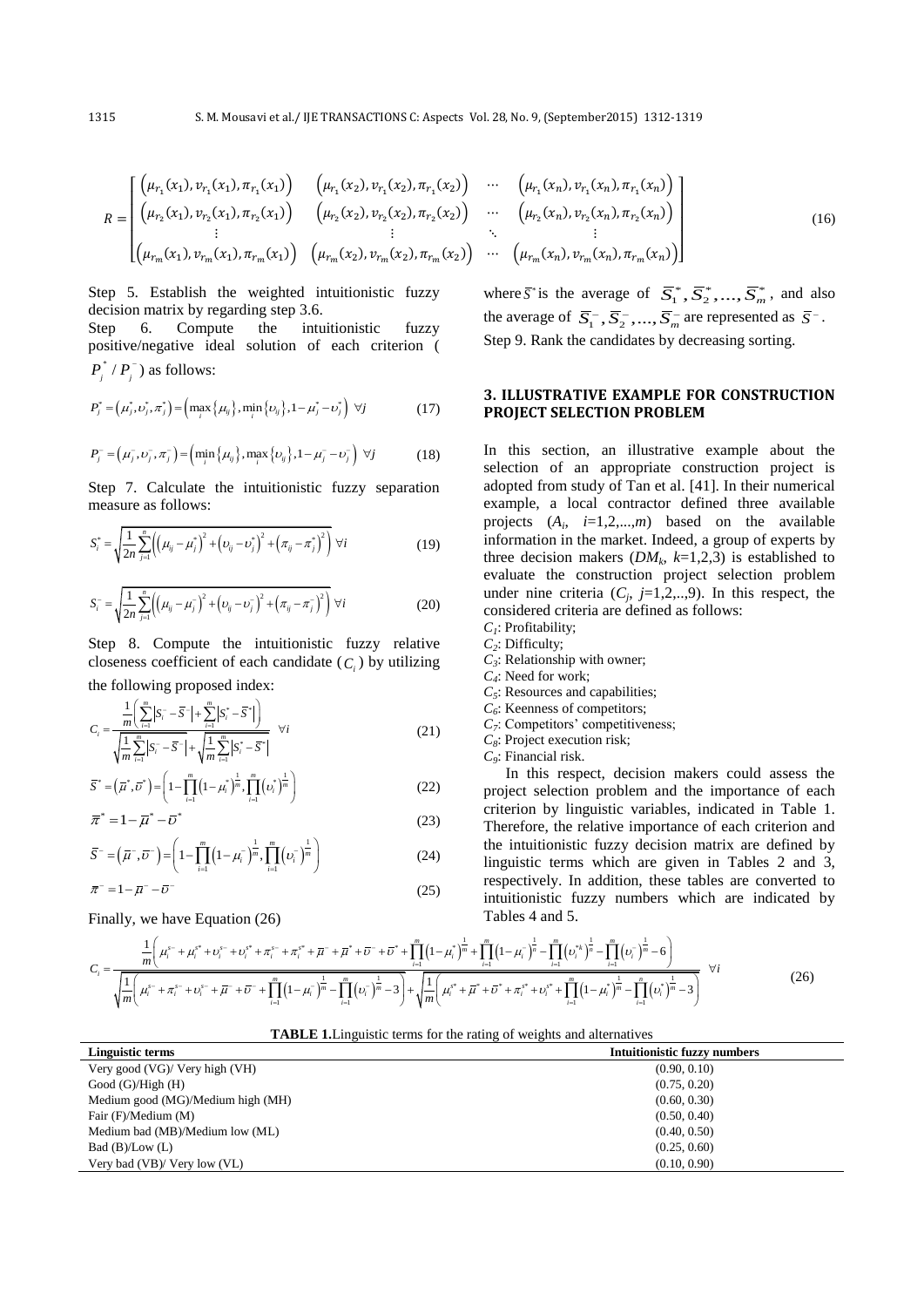$$R = \begin{bmatrix} \left(\mu_{r_1}(x_1), v_{r_1}(x_1), \pi_{r_1}(x_1)\right) & \left(\mu_{r_1}(x_2), v_{r_1}(x_2), \pi_{r_1}(x_2)\right) & \cdots & \left(\mu_{r_1}(x_n), v_{r_1}(x_n), \pi_{r_1}(x_n)\right) \\ \left(\mu_{r_2}(x_1), v_{r_2}(x_1), \pi_{r_2}(x_1)\right) & \left(\mu_{r_2}(x_2), v_{r_2}(x_2), \pi_{r_2}(x_2)\right) & \cdots & \left(\mu_{r_2}(x_n), v_{r_2}(x_n), \pi_{r_2}(x_n)\right) \\ \vdots & \vdots & \ddots & \vdots \\ \left(\mu_{r_m}(x_1), v_{r_m}(x_1), \pi_{r_m}(x_1)\right) & \left(\mu_{r_m}(x_2), v_{r_m}(x_2), \pi_{r_m}(x_2)\right) & \cdots & \left(\mu_{r_m}(x_n), v_{r_m}(x_n), \pi_{r_m}(x_n)\right) \end{bmatrix} \quad (16)$$

Step 5. Establish the weighted intuitionistic fuzzy decision matrix by regarding step 3.6.

Step 6. Compute the intuitionistic fuzzy positive/negative ideal solution of each criterion ($P_j^* / P_j^-$) as follows:

$$P_j^* = \left(\mu_j^*, \upsilon_j^*, \pi_j^*\right) = \left(\max_i \{\mu_{ij}\}, \min_i \{\upsilon_{ij}\}, 1-\mu_j^* - \upsilon_j^*\right) \ \forall j \quad (17)$$

$$P_j^- = \left(\mu_j^-, \upsilon_j^-, \pi_j^-\right) = \left(\min_i \{\mu_{ij}\}, \max_i \{\upsilon_{ij}\}, 1-\mu_j^- - \upsilon_j^-\right) \ \forall j \quad (18)$$

Step 7. Calculate the intuitionistic fuzzy separation measure as follows:

$$S_i^* = \sqrt{\frac{1}{2n}\sum_{j=1}^{n}\left(\left(\mu_{ij}-\mu_j^*\right)^2 + \left(\upsilon_{ij}-\upsilon_j^*\right)^2 + \left(\pi_{ij}-\pi_j^*\right)^2\right)} \ \forall i \quad (19)$$

$$S_i^- = \sqrt{\frac{1}{2n}\sum_{j=1}^{n}\left(\left(\mu_{ij}-\mu_j^-\right)^2 + \left(\upsilon_{ij}-\upsilon_j^-\right)^2 + \left(\pi_{ij}-\pi_j^-\right)^2\right)} \ \forall i \quad (20)$$

Step 8. Compute the intuitionistic fuzzy relative closeness coefficient of each candidate ($C_i$) by utilizing the following proposed index:

$$C_i = \frac{\frac{1}{m}\left(\sum_{i=1}^{m}\left|S_i^- - \bar{S}^-\right| + \sum_{i=1}^{m}\left|S_i^* - \bar{S}^*\right|\right)}{\sqrt{\frac{1}{m}\sum_{i=1}^{m}\left|S_i^- - \bar{S}^-\right|} + \sqrt{\frac{1}{m}\sum_{i=1}^{m}\left|S_i^* - \bar{S}^*\right|}} \ \forall i \quad (21)$$

$$\bar{S}^* = \left(\bar{\mu}^*, \bar{\upsilon}^*\right) = \left(1-\prod_{i=1}^{m}\left(1-\mu_i^*\right)^{\frac{1}{m}}, \prod_{i=1}^{m}\left(\upsilon_i^*\right)^{\frac{1}{m}}\right) \quad (22)$$

$$\bar{\pi}^* = 1-\bar{\mu}^* - \bar{\upsilon}^* \quad (23)$$

$$\bar{S}^- = \left(\bar{\mu}^-, \bar{\upsilon}^-\right) = \left(1-\prod_{i=1}^{m}\left(1-\mu_i^-\right)^{\frac{1}{m}}, \prod_{i=1}^{m}\left(\upsilon_i^-\right)^{\frac{1}{m}}\right) \quad (24)$$

$$\bar{\pi}^- = 1-\bar{\mu}^- - \bar{\upsilon}^- \quad (25)$$

where $\bar{S}^*$ is the average of $\bar{S}_1^*, \bar{S}_2^*, \ldots, \bar{S}_m^*$, and also the average of $\bar{S}_1^-, \bar{S}_2^-, \ldots, \bar{S}_m^-$ are represented as $\bar{S}^-$.

Step 9. Rank the candidates by decreasing sorting.

Finally, we have Equation (26)

$$C_i = \frac{\frac{1}{m}\left(\mu_i^{s-} + \mu_i^{s*} + \upsilon_i^{s-} + \upsilon_i^{s*} + \pi_i^{s-} + \pi_i^{s*} + \bar{\mu}^- + \bar{\mu}^* + \bar{\upsilon}^- + \bar{\upsilon}^* + \prod_{i=1}^{m}\left(1-\mu_i^*\right)^{\frac{1}{m}} + \prod_{i=1}^{m}\left(1-\mu_i^-\right)^{\frac{1}{n}} - \prod_{i=1}^{m}\left(\upsilon_i^{*k}\right)^{\frac{1}{n}} - \prod_{i=1}^{m}\left(\upsilon_i^-\right)^{\frac{1}{m}} - 6\right)}{\sqrt{\frac{1}{m}\left(\mu_i^{s-} + \pi_i^{s-} + \upsilon_i^{s-} + \bar{\mu}^- + \bar{\upsilon}^- + \prod_{i=1}^{m}\left(1-\mu_i^-\right)^{\frac{1}{m}} - \prod_{i=1}^{m}\left(\upsilon_i^-\right)^{\frac{1}{m}} - 3\right)} + \sqrt{\frac{1}{m}\left(\mu_i^{s*} + \bar{\mu}^* + \bar{\upsilon}^* + \pi_i^{s*} + \upsilon_i^{s*} + \prod_{i=1}^{m}\left(1-\mu_i^*\right)^{\frac{1}{m}} - \prod_{i=1}^{n}\left(\upsilon_i^*\right)^{\frac{1}{m}} - 3\right)}} \ \forall i \quad (26)$$

## 3. ILLUSTRATIVE EXAMPLE FOR CONSTRUCTION PROJECT SELECTION PROBLEM

In this section, an illustrative example about the selection of an appropriate construction project is adopted from study of Tan et al. [41]. In their numerical example, a local contractor defined three available projects ($A_i$, $i$=1,2,...,$m$) based on the available information in the market. Indeed, a group of experts by three decision makers ($DM_k$, $k$=1,2,3) is established to evaluate the construction project selection problem under nine criteria ($C_j$, $j$=1,2,..,9). In this respect, the considered criteria are defined as follows:

$C_1$: Profitability;
$C_2$: Difficulty;
$C_3$: Relationship with owner;
$C_4$: Need for work;
$C_5$: Resources and capabilities;
$C_6$: Keenness of competitors;
$C_7$: Competitors' competitiveness;
$C_8$: Project execution risk;
$C_9$: Financial risk.

In this respect, decision makers could assess the project selection problem and the importance of each criterion by linguistic variables, indicated in Table 1. Therefore, the relative importance of each criterion and the intuitionistic fuzzy decision matrix are defined by linguistic terms which are given in Tables 2 and 3, respectively. In addition, these tables are converted to intuitionistic fuzzy numbers which are indicated by Tables 4 and 5.

**TABLE 1.** Linguistic terms for the rating of weights and alternatives

| Linguistic terms | Intuitionistic fuzzy numbers |
|---|---|
| Very good (VG)/ Very high (VH) | (0.90, 0.10) |
| Good (G)/High (H) | (0.75, 0.20) |
| Medium good (MG)/Medium high (MH) | (0.60, 0.30) |
| Fair (F)/Medium (M) | (0.50, 0.40) |
| Medium bad (MB)/Medium low (ML) | (0.40, 0.50) |
| Bad (B)/Low (L) | (0.25, 0.60) |
| Very bad (VB)/ Very low (VL) | (0.10, 0.90) |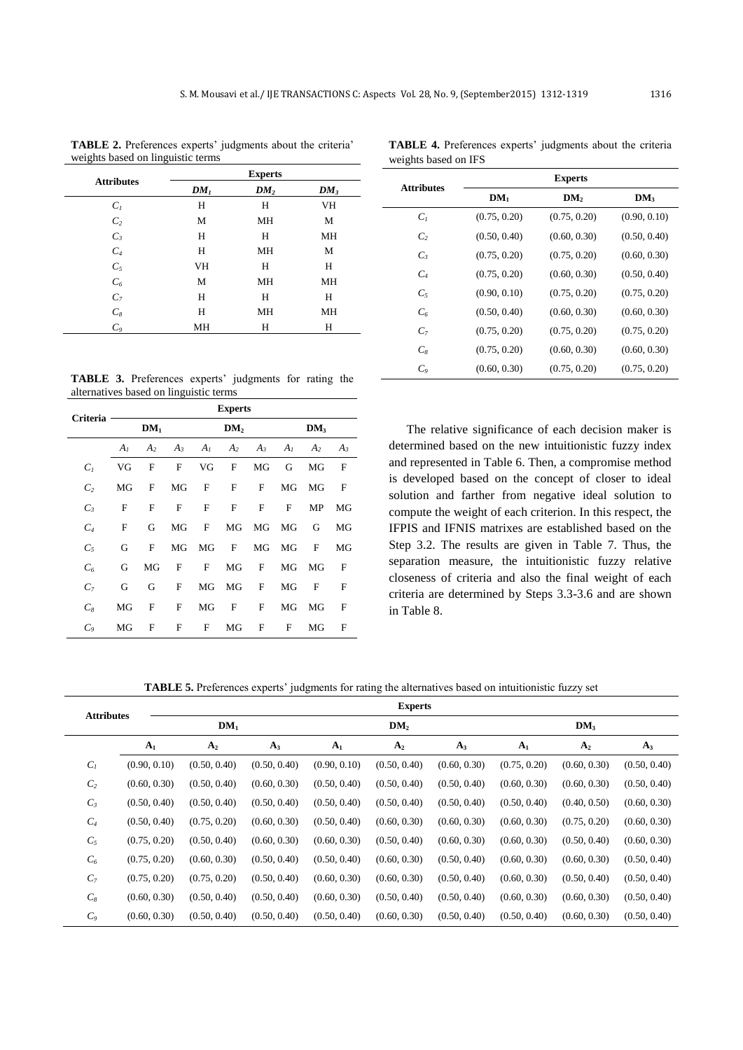**TABLE 2.** Preferences experts' judgments about the criteria' weights based on linguistic terms

| Attributes | Experts | | |
|---|---|---|---|
| | $DM_1$ | $DM_2$ | $DM_3$ |
| $C_1$ | H | H | VH |
| $C_2$ | M | MH | M |
| $C_3$ | H | H | MH |
| $C_4$ | H | MH | M |
| $C_5$ | VH | H | H |
| $C_6$ | M | MH | MH |
| $C_7$ | H | H | H |
| $C_8$ | H | MH | MH |
| $C_9$ | MH | H | H |

**TABLE 3.** Preferences experts' judgments for rating the alternatives based on linguistic terms

| Criteria | Experts | | | | | | | | |
|---|---|---|---|---|---|---|---|---|---|
| | $DM_1$ | | | $DM_2$ | | | $DM_3$ | | |
| | $A_1$ | $A_2$ | $A_3$ | $A_1$ | $A_2$ | $A_3$ | $A_1$ | $A_2$ | $A_3$ |
| $C_1$ | VG | F | F | VG | F | MG | G | MG | F |
| $C_2$ | MG | F | MG | F | F | F | MG | MG | F |
| $C_3$ | F | F | F | F | F | F | F | MP | MG |
| $C_4$ | F | G | MG | F | MG | MG | MG | G | MG |
| $C_5$ | G | F | MG | MG | F | MG | MG | F | MG |
| $C_6$ | G | MG | F | F | MG | F | MG | MG | F |
| $C_7$ | G | G | F | MG | MG | F | MG | F | F |
| $C_8$ | MG | F | F | MG | F | F | MG | MG | F |
| $C_9$ | MG | F | F | F | MG | F | F | MG | F |

**TABLE 4.** Preferences experts' judgments about the criteria weights based on IFS

| Attributes | Experts | | |
|---|---|---|---|
| | $DM_1$ | $DM_2$ | $DM_3$ |
| $C_1$ | (0.75, 0.20) | (0.75, 0.20) | (0.90, 0.10) |
| $C_2$ | (0.50, 0.40) | (0.60, 0.30) | (0.50, 0.40) |
| $C_3$ | (0.75, 0.20) | (0.75, 0.20) | (0.60, 0.30) |
| $C_4$ | (0.75, 0.20) | (0.60, 0.30) | (0.50, 0.40) |
| $C_5$ | (0.90, 0.10) | (0.75, 0.20) | (0.75, 0.20) |
| $C_6$ | (0.50, 0.40) | (0.60, 0.30) | (0.60, 0.30) |
| $C_7$ | (0.75, 0.20) | (0.75, 0.20) | (0.75, 0.20) |
| $C_8$ | (0.75, 0.20) | (0.60, 0.30) | (0.60, 0.30) |
| $C_9$ | (0.60, 0.30) | (0.75, 0.20) | (0.75, 0.20) |

The relative significance of each decision maker is determined based on the new intuitionistic fuzzy index and represented in Table 6. Then, a compromise method is developed based on the concept of closer to ideal solution and farther from negative ideal solution to compute the weight of each criterion. In this respect, the IFPIS and IFNIS matrixes are established based on the Step 3.2. The results are given in Table 7. Thus, the separation measure, the intuitionistic fuzzy relative closeness of criteria and also the final weight of each criteria are determined by Steps 3.3-3.6 and are shown in Table 8.

**TABLE 5.** Preferences experts' judgments for rating the alternatives based on intuitionistic fuzzy set

| Attributes | Experts | | | | | | | | |
|---|---|---|---|---|---|---|---|---|---|
| | $DM_1$ | | | $DM_2$ | | | $DM_3$ | | |
| | $A_1$ | $A_2$ | $A_3$ | $A_1$ | $A_2$ | $A_3$ | $A_1$ | $A_2$ | $A_3$ |
| $C_1$ | (0.90, 0.10) | (0.50, 0.40) | (0.50, 0.40) | (0.90, 0.10) | (0.50, 0.40) | (0.60, 0.30) | (0.75, 0.20) | (0.60, 0.30) | (0.50, 0.40) |
| $C_2$ | (0.60, 0.30) | (0.50, 0.40) | (0.60, 0.30) | (0.50, 0.40) | (0.50, 0.40) | (0.50, 0.40) | (0.60, 0.30) | (0.60, 0.30) | (0.50, 0.40) |
| $C_3$ | (0.50, 0.40) | (0.50, 0.40) | (0.50, 0.40) | (0.50, 0.40) | (0.50, 0.40) | (0.50, 0.40) | (0.50, 0.40) | (0.40, 0.50) | (0.60, 0.30) |
| $C_4$ | (0.50, 0.40) | (0.75, 0.20) | (0.60, 0.30) | (0.50, 0.40) | (0.60, 0.30) | (0.60, 0.30) | (0.60, 0.30) | (0.75, 0.20) | (0.60, 0.30) |
| $C_5$ | (0.75, 0.20) | (0.50, 0.40) | (0.60, 0.30) | (0.60, 0.30) | (0.50, 0.40) | (0.60, 0.30) | (0.60, 0.30) | (0.50, 0.40) | (0.60, 0.30) |
| $C_6$ | (0.75, 0.20) | (0.60, 0.30) | (0.50, 0.40) | (0.50, 0.40) | (0.60, 0.30) | (0.50, 0.40) | (0.60, 0.30) | (0.60, 0.30) | (0.50, 0.40) |
| $C_7$ | (0.75, 0.20) | (0.75, 0.20) | (0.50, 0.40) | (0.60, 0.30) | (0.60, 0.30) | (0.50, 0.40) | (0.60, 0.30) | (0.50, 0.40) | (0.50, 0.40) |
| $C_8$ | (0.60, 0.30) | (0.50, 0.40) | (0.50, 0.40) | (0.60, 0.30) | (0.50, 0.40) | (0.50, 0.40) | (0.60, 0.30) | (0.60, 0.30) | (0.50, 0.40) |
| $C_9$ | (0.60, 0.30) | (0.50, 0.40) | (0.50, 0.40) | (0.50, 0.40) | (0.60, 0.30) | (0.50, 0.40) | (0.50, 0.40) | (0.60, 0.30) | (0.50, 0.40) |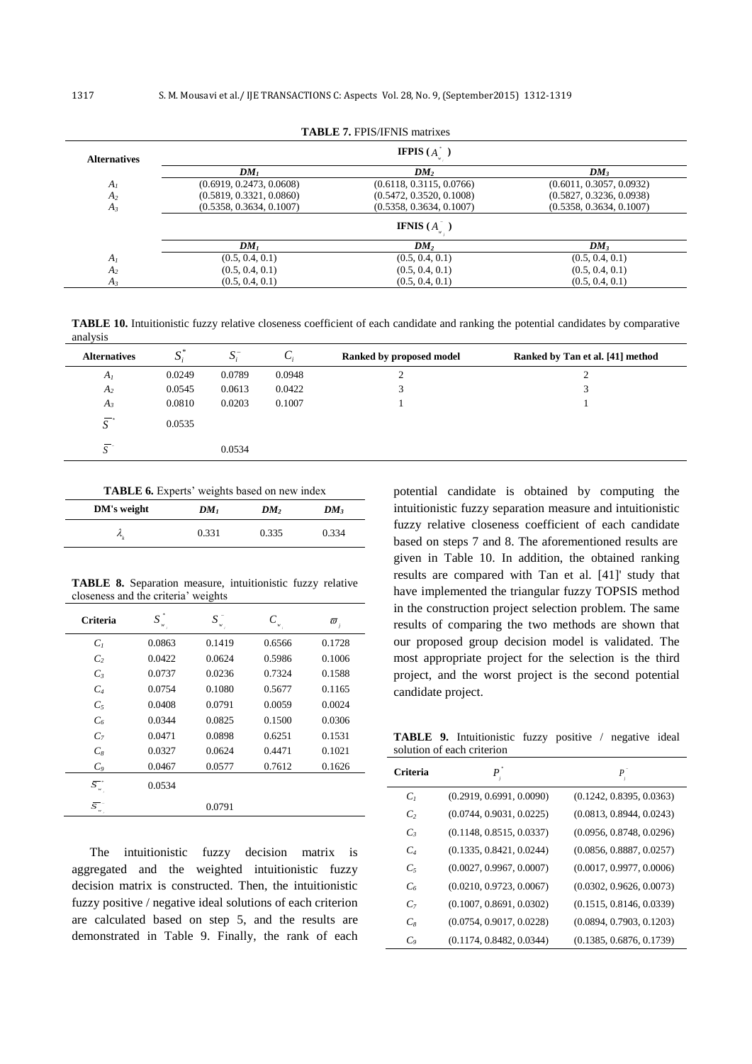**TABLE 7.** FPIS/IFNIS matrixes

| Alternatives | IFPIS ($A^*_{w_i}$) | | |
|---|---|---|---|
| | $DM_1$ | $DM_2$ | $DM_3$ |
| $A_1$ | (0.6919, 0.2473, 0.0608) | (0.6118, 0.3115, 0.0766) | (0.6011, 0.3057, 0.0932) |
| $A_2$ | (0.5819, 0.3321, 0.0860) | (0.5472, 0.3520, 0.1008) | (0.5827, 0.3236, 0.0938) |
| $A_3$ | (0.5358, 0.3634, 0.1007) | (0.5358, 0.3634, 0.1007) | (0.5358, 0.3634, 0.1007) |
| | **IFNIS ($A^-_{w_i}$)** | | |
| | $DM_1$ | $DM_2$ | $DM_3$ |
| $A_1$ | (0.5, 0.4, 0.1) | (0.5, 0.4, 0.1) | (0.5, 0.4, 0.1) |
| $A_2$ | (0.5, 0.4, 0.1) | (0.5, 0.4, 0.1) | (0.5, 0.4, 0.1) |
| $A_3$ | (0.5, 0.4, 0.1) | (0.5, 0.4, 0.1) | (0.5, 0.4, 0.1) |

**TABLE 10.** Intuitionistic fuzzy relative closeness coefficient of each candidate and ranking the potential candidates by comparative analysis

| Alternatives | $S_i^*$ | $S_i^-$ | $C_i$ | Ranked by proposed model | Ranked by Tan et al. [41] method |
|---|---|---|---|---|---|
| $A_1$ | 0.0249 | 0.0789 | 0.0948 | 2 | 2 |
| $A_2$ | 0.0545 | 0.0613 | 0.0422 | 3 | 3 |
| $A_3$ | 0.0810 | 0.0203 | 0.1007 | 1 | 1 |
| $\overline{S}^*$ | 0.0535 | | | | |
| $\overline{S}^-$ | | 0.0534 | | | |

**TABLE 6.** Experts' weights based on new index

| DM's weight | $DM_1$ | $DM_2$ | $DM_3$ |
|---|---|---|---|
| $\lambda_k$ | 0.331 | 0.335 | 0.334 |

**TABLE 8.** Separation measure, intuitionistic fuzzy relative closeness and the criteria' weights

| Criteria | $S^*_{w_j}$ | $S^-_{w_j}$ | $C_{w_j}$ | $\varpi_j$ |
|---|---|---|---|---|
| $C_1$ | 0.0863 | 0.1419 | 0.6566 | 0.1728 |
| $C_2$ | 0.0422 | 0.0624 | 0.5986 | 0.1006 |
| $C_3$ | 0.0737 | 0.0236 | 0.7324 | 0.1588 |
| $C_4$ | 0.0754 | 0.1080 | 0.5677 | 0.1165 |
| $C_5$ | 0.0408 | 0.0791 | 0.0059 | 0.0024 |
| $C_6$ | 0.0344 | 0.0825 | 0.1500 | 0.0306 |
| $C_7$ | 0.0471 | 0.0898 | 0.6251 | 0.1531 |
| $C_8$ | 0.0327 | 0.0624 | 0.4471 | 0.1021 |
| $C_9$ | 0.0467 | 0.0577 | 0.7612 | 0.1626 |
| $\overline{S}^*_{w_j}$ | 0.0534 | | | |
| $\overline{S}^-_{w_j}$ | | 0.0791 | | |

The intuitionistic fuzzy decision matrix is aggregated and the weighted intuitionistic fuzzy decision matrix is constructed. Then, the intuitionistic fuzzy positive / negative ideal solutions of each criterion are calculated based on step 5, and the results are demonstrated in Table 9. Finally, the rank of each potential candidate is obtained by computing the intuitionistic fuzzy separation measure and intuitionistic fuzzy relative closeness coefficient of each candidate based on steps 7 and 8. The aforementioned results are given in Table 10. In addition, the obtained ranking results are compared with Tan et al. [41]' study that have implemented the triangular fuzzy TOPSIS method in the construction project selection problem. The same results of comparing the two methods are shown that our proposed group decision model is validated. The most appropriate project for the selection is the third project, and the worst project is the second potential candidate project.

**TABLE 9.** Intuitionistic fuzzy positive / negative ideal solution of each criterion

| Criteria | $P_j^*$ | $P_j^-$ |
|---|---|---|
| $C_1$ | (0.2919, 0.6991, 0.0090) | (0.1242, 0.8395, 0.0363) |
| $C_2$ | (0.0744, 0.9031, 0.0225) | (0.0813, 0.8944, 0.0243) |
| $C_3$ | (0.1148, 0.8515, 0.0337) | (0.0956, 0.8748, 0.0296) |
| $C_4$ | (0.1335, 0.8421, 0.0244) | (0.0856, 0.8887, 0.0257) |
| $C_5$ | (0.0027, 0.9967, 0.0007) | (0.0017, 0.9977, 0.0006) |
| $C_6$ | (0.0210, 0.9723, 0.0067) | (0.0302, 0.9626, 0.0073) |
| $C_7$ | (0.1007, 0.8691, 0.0302) | (0.1515, 0.8146, 0.0339) |
| $C_8$ | (0.0754, 0.9017, 0.0228) | (0.0894, 0.7903, 0.1203) |
| $C_9$ | (0.1174, 0.8482, 0.0344) | (0.1385, 0.6876, 0.1739) |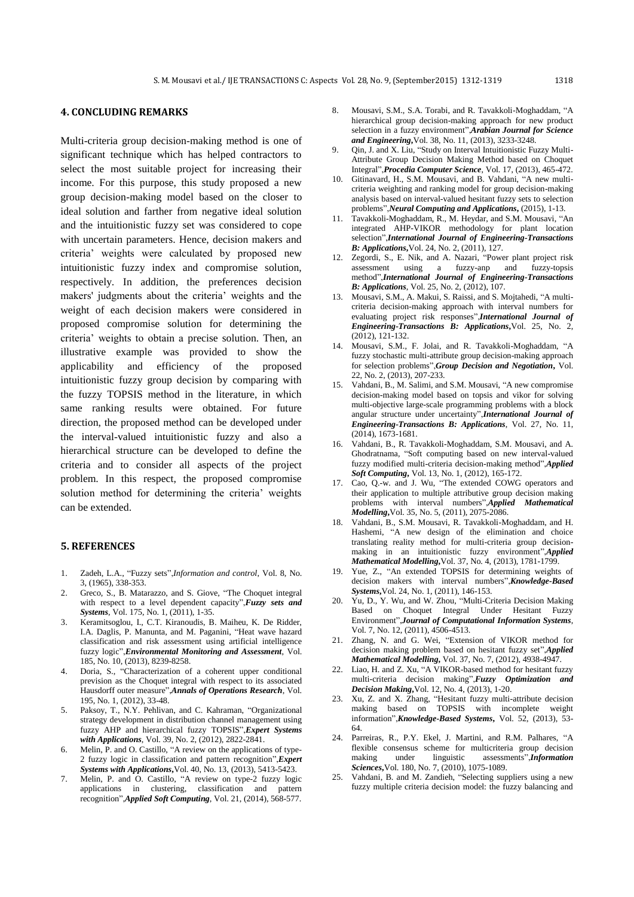## 4. CONCLUDING REMARKS

Multi-criteria group decision-making method is one of significant technique which has helped contractors to select the most suitable project for increasing their income. For this purpose, this study proposed a new group decision-making model based on the closer to ideal solution and farther from negative ideal solution and the intuitionistic fuzzy set was considered to cope with uncertain parameters. Hence, decision makers and criteria' weights were calculated by proposed new intuitionistic fuzzy index and compromise solution, respectively. In addition, the preferences decision makers' judgments about the criteria' weights and the weight of each decision makers were considered in proposed compromise solution for determining the criteria' weights to obtain a precise solution. Then, an illustrative example was provided to show the applicability and efficiency of the proposed intuitionistic fuzzy group decision by comparing with the fuzzy TOPSIS method in the literature, in which same ranking results were obtained. For future direction, the proposed method can be developed under the interval-valued intuitionistic fuzzy and also a hierarchical structure can be developed to define the criteria and to consider all aspects of the project problem. In this respect, the proposed compromise solution method for determining the criteria' weights can be extended.

## 5. REFERENCES

1. Zadeh, L.A., "Fuzzy sets",*Information and control*, Vol. 8, No. 3, (1965), 338-353.
2. Greco, S., B. Matarazzo, and S. Giove, "The Choquet integral with respect to a level dependent capacity",***Fuzzy sets and Systems***, Vol. 175, No. 1, (2011), 1-35.
3. Keramitsoglou, I., C.T. Kiranoudis, B. Maiheu, K. De Ridder, I.A. Daglis, P. Manunta, and M. Paganini, "Heat wave hazard classification and risk assessment using artificial intelligence fuzzy logic",***Environmental Monitoring and Assessment***, Vol. 185, No. 10, (2013), 8239-8258.
4. Doria, S., "Characterization of a coherent upper conditional prevision as the Choquet integral with respect to its associated Hausdorff outer measure",***Annals of Operations Research***, Vol. 195, No. 1, (2012), 33-48.
5. Paksoy, T., N.Y. Pehlivan, and C. Kahraman, "Organizational strategy development in distribution channel management using fuzzy AHP and hierarchical fuzzy TOPSIS",***Expert Systems with Applications***, Vol. 39, No. 2, (2012), 2822-2841.
6. Melin, P. and O. Castillo, "A review on the applications of type-2 fuzzy logic in classification and pattern recognition",***Expert Systems with Applications***,Vol. 40, No. 13, (2013), 5413-5423.
7. Melin, P. and O. Castillo, "A review on type-2 fuzzy logic applications in clustering, classification and pattern recognition",***Applied Soft Computing***, Vol. 21, (2014), 568-577.
8. Mousavi, S.M., S.A. Torabi, and R. Tavakkoli-Moghaddam, "A hierarchical group decision-making approach for new product selection in a fuzzy environment",***Arabian Journal for Science and Engineering***,Vol. 38, No. 11, (2013), 3233-3248.
9. Qin, J. and X. Liu, "Study on Interval Intuitionistic Fuzzy Multi-Attribute Group Decision Making Method based on Choquet Integral",***Procedia Computer Science***, Vol. 17, (2013), 465-472.
10. Gitinavard, H., S.M. Mousavi, and B. Vahdani, "A new multi-criteria weighting and ranking model for group decision-making analysis based on interval-valued hesitant fuzzy sets to selection problems",***Neural Computing and Applications***, (2015), 1-13.
11. Tavakkoli-Moghaddam, R., M. Heydar, and S.M. Mousavi, "An integrated AHP-VIKOR methodology for plant location selection",***International Journal of Engineering-Transactions B: Applications***,Vol. 24, No. 2, (2011), 127.
12. Zegordi, S., E. Nik, and A. Nazari, "Power plant project risk assessment using a fuzzy-anp and fuzzy-topsis method",***International Journal of Engineering-Transactions B: Applications***, Vol. 25, No. 2, (2012), 107.
13. Mousavi, S.M., A. Makui, S. Raissi, and S. Mojtahedi, "A multi-criteria decision-making approach with interval numbers for evaluating project risk responses",***International Journal of Engineering-Transactions B: Applications***,Vol. 25, No. 2, (2012), 121-132.
14. Mousavi, S.M., F. Jolai, and R. Tavakkoli-Moghaddam, "A fuzzy stochastic multi-attribute group decision-making approach for selection problems",***Group Decision and Negotiation***, Vol. 22, No. 2, (2013), 207-233.
15. Vahdani, B., M. Salimi, and S.M. Mousavi, "A new compromise decision-making model based on topsis and vikor for solving multi-objective large-scale programming problems with a block angular structure under uncertainty",***International Journal of Engineering-Transactions B: Applications***, Vol. 27, No. 11, (2014), 1673-1681.
16. Vahdani, B., R. Tavakkoli-Moghaddam, S.M. Mousavi, and A. Ghodratnama, "Soft computing based on new interval-valued fuzzy modified multi-criteria decision-making method",***Applied Soft Computing***, Vol. 13, No. 1, (2012), 165-172.
17. Cao, Q.-w. and J. Wu, "The extended COWG operators and their application to multiple attributive group decision making problems with interval numbers",***Applied Mathematical Modelling***,Vol. 35, No. 5, (2011), 2075-2086.
18. Vahdani, B., S.M. Mousavi, R. Tavakkoli-Moghaddam, and H. Hashemi, "A new design of the elimination and choice translating reality method for multi-criteria group decision-making in an intuitionistic fuzzy environment",***Applied Mathematical Modelling***,Vol. 37, No. 4, (2013), 1781-1799.
19. Yue, Z., "An extended TOPSIS for determining weights of decision makers with interval numbers",***Knowledge-Based Systems***,Vol. 24, No. 1, (2011), 146-153.
20. Yu, D., Y. Wu, and W. Zhou, "Multi-Criteria Decision Making Based on Choquet Integral Under Hesitant Fuzzy Environment",***Journal of Computational Information Systems***, Vol. 7, No. 12, (2011), 4506-4513.
21. Zhang, N. and G. Wei, "Extension of VIKOR method for decision making problem based on hesitant fuzzy set",***Applied Mathematical Modelling***, Vol. 37, No. 7, (2012), 4938-4947.
22. Liao, H. and Z. Xu, "A VIKOR-based method for hesitant fuzzy multi-criteria decision making",***Fuzzy Optimization and Decision Making***,Vol. 12, No. 4, (2013), 1-20.
23. Xu, Z. and X. Zhang, "Hesitant fuzzy multi-attribute decision making based on TOPSIS with incomplete weight information",***Knowledge-Based Systems***, Vol. 52, (2013), 53-64.
24. Parreiras, R., P.Y. Ekel, J. Martini, and R.M. Palhares, "A flexible consensus scheme for multicriteria group decision making under linguistic assessments",***Information Sciences***,Vol. 180, No. 7, (2010), 1075-1089.
25. Vahdani, B. and M. Zandieh, "Selecting suppliers using a new fuzzy multiple criteria decision model: the fuzzy balancing and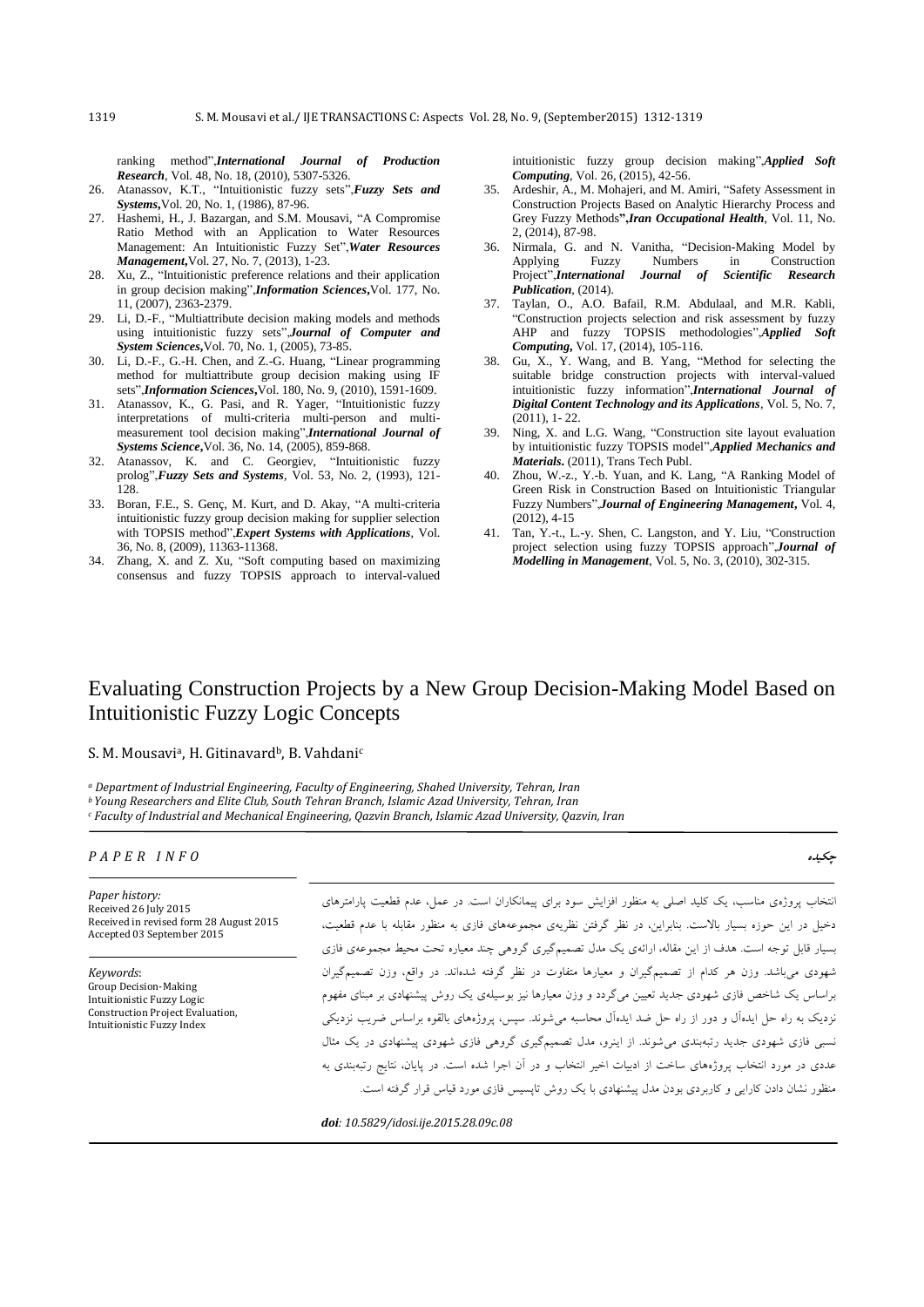ranking method",*International Journal of Production Research*, Vol. 48, No. 18, (2010), 5307-5326.

26. Atanassov, K.T., "Intuitionistic fuzzy sets",*Fuzzy Sets and Systems,*Vol. 20, No. 1, (1986), 87-96.
27. Hashemi, H., J. Bazargan, and S.M. Mousavi, "A Compromise Ratio Method with an Application to Water Resources Management: An Intuitionistic Fuzzy Set",*Water Resources Management,*Vol. 27, No. 7, (2013), 1-23.
28. Xu, Z., "Intuitionistic preference relations and their application in group decision making",*Information Sciences,*Vol. 177, No. 11, (2007), 2363-2379.
29. Li, D.-F., "Multiattribute decision making models and methods using intuitionistic fuzzy sets",*Journal of Computer and System Sciences,*Vol. 70, No. 1, (2005), 73-85.
30. Li, D.-F., G.-H. Chen, and Z.-G. Huang, "Linear programming method for multiattribute group decision making using IF sets",*Information Sciences,*Vol. 180, No. 9, (2010), 1591-1609.
31. Atanassov, K., G. Pasi, and R. Yager, "Intuitionistic fuzzy interpretations of multi-criteria multi-person and multi-measurement tool decision making",*International Journal of Systems Science,*Vol. 36, No. 14, (2005), 859-868.
32. Atanassov, K. and C. Georgiev, "Intuitionistic fuzzy prolog",*Fuzzy Sets and Systems*, Vol. 53, No. 2, (1993), 121-128.
33. Boran, F.E., S. Genç, M. Kurt, and D. Akay, "A multi-criteria intuitionistic fuzzy group decision making for supplier selection with TOPSIS method",*Expert Systems with Applications*, Vol. 36, No. 8, (2009), 11363-11368.
34. Zhang, X. and Z. Xu, "Soft computing based on maximizing consensus and fuzzy TOPSIS approach to interval-valued intuitionistic fuzzy group decision making",*Applied Soft Computing*, Vol. 26, (2015), 42-56.
35. Ardeshir, A., M. Mohajeri, and M. Amiri, "Safety Assessment in Construction Projects Based on Analytic Hierarchy Process and Grey Fuzzy Methods**",*Iran Occupational Health*, Vol. 11, No. 2, (2014), 87-98.
36. Nirmala, G. and N. Vanitha, "Decision-Making Model by Applying Fuzzy Numbers in Construction Project",*International Journal of Scientific Research Publication*, (2014).
37. Taylan, O., A.O. Bafail, R.M. Abdulaal, and M.R. Kabli, "Construction projects selection and risk assessment by fuzzy AHP and fuzzy TOPSIS methodologies",*Applied Soft Computing,* Vol. 17, (2014), 105-116.
38. Gu, X., Y. Wang, and B. Yang, "Method for selecting the suitable bridge construction projects with interval-valued intuitionistic fuzzy information",*International Journal of Digital Content Technology and its Applications*, Vol. 5, No. 7, (2011), 1- 22.
39. Ning, X. and L.G. Wang, "Construction site layout evaluation by intuitionistic fuzzy TOPSIS model",*Applied Mechanics and Materials***.** (2011), Trans Tech Publ.
40. Zhou, W.-z., Y.-b. Yuan, and K. Lang, "A Ranking Model of Green Risk in Construction Based on Intuitionistic Triangular Fuzzy Numbers",*Journal of Engineering Management***,** Vol. 4, (2012), 4-15
41. Tan, Y.-t., L.-y. Shen, C. Langston, and Y. Liu, "Construction project selection using fuzzy TOPSIS approach",*Journal of Modelling in Management*, Vol. 5, No. 3, (2010), 302-315.

# Evaluating Construction Projects by a New Group Decision-Making Model Based on Intuitionistic Fuzzy Logic Concepts

S. M. Mousavi[a], H. Gitinavard[b], B. Vahdani[c]

*[a] Department of Industrial Engineering, Faculty of Engineering, Shahed University, Tehran, Iran*
*[b] Young Researchers and Elite Club, South Tehran Branch, Islamic Azad University, Tehran, Iran*
*[c] Faculty of Industrial and Mechanical Engineering, Qazvin Branch, Islamic Azad University, Qazvin, Iran*

*PAPER INFO*

*Paper history:*
Received 26 July 2015
Received in revised form 28 August 2015
Accepted 03 September 2015

*Keywords*:
Group Decision-Making
Intuitionistic Fuzzy Logic
Construction Project Evaluation,
Intuitionistic Fuzzy Index

**چکیده**

انتخاب پروژه‌ی مناسب، یک کلید اصلی به منظور افزایش سود برای پیمانکاران است. در عمل، عدم قطعیت پارامترهای دخیل در این حوزه بسیار بالاست. بنابراین، در نظر گرفتن نظریه‌ی مجموعه‌های فازی به منظور مقابله با عدم قطعیت، بسیار قابل توجه است. هدف از این مقاله، ارائه‌ی یک مدل تصمیم‌گیری گروهی چند معیاره تحت محیط مجموعه‌ی فازی شهودی می‌باشد. وزن هر کدام از تصمیم‌گیران و معیارها متفاوت در نظر گرفته شده‌اند. در واقع، وزن تصمیم‌گیران براساس یک شاخص فازی شهودی جدید تعیین می‌گردد و وزن معیارها نیز بوسیله‌ی یک روش پیشنهادی بر مبنای مفهوم نزدیک به راه حل ایده‌آل و دور از راه حل ضد ایده‌آل محاسبه می‌شوند. سپس، پروژه‌های بالقوه براساس ضریب نزدیکی نسبی فازی شهودی جدید رتبه‌بندی می‌شوند. از اینرو، مدل تصمیم‌گیری گروهی فازی شهودی پیشنهادی در یک مثال عددی در مورد انتخاب پروژه‌های ساخت از ادبیات اخیر انتخاب و در آن اجرا شده است. در پایان، نتایج رتبه‌بندی به منظور نشان دادن کارایی و کاربردی بودن مدل پیشنهادی با یک روش تاپسیس فازی مورد قیاس قرار گرفته است.

*doi: 10.5829/idosi.ije.2015.28.09c.08*